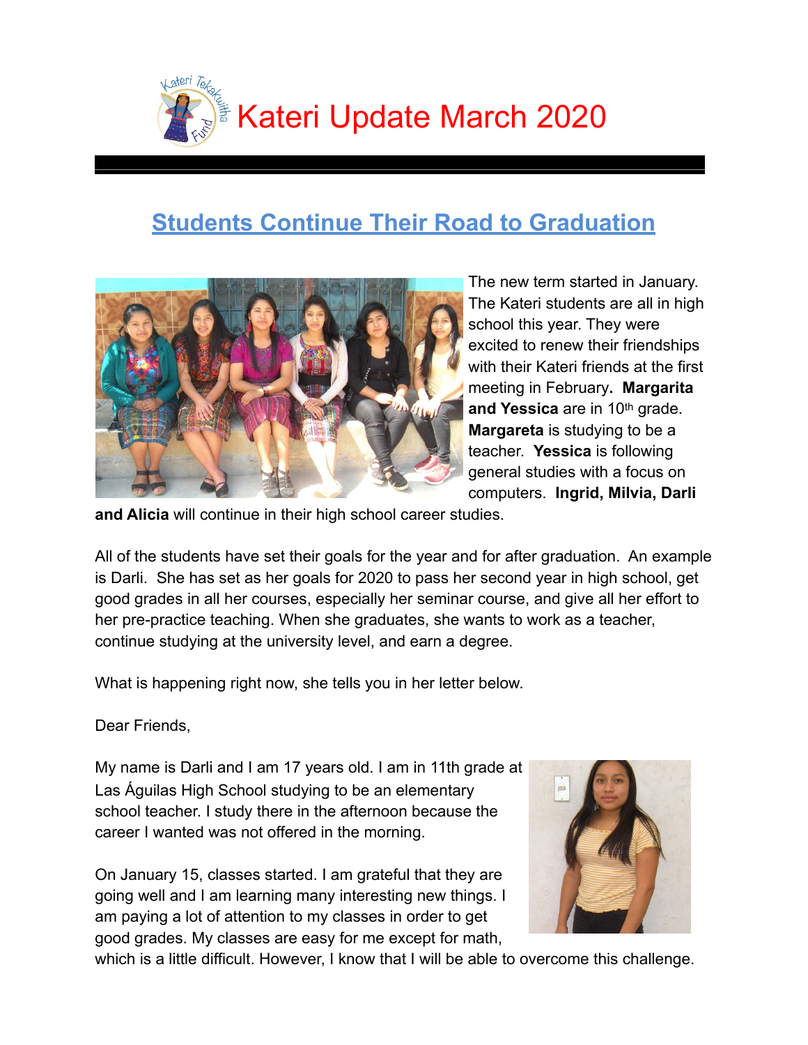# Kateri Update March 2020

## Students Continue Their Road to Graduation

The new term started in January. The Kateri students are all in high school this year. They were excited to renew their friendships with their Kateri friends at the first meeting in February. **Margarita and Yessica** are in 10th grade. **Margareta** is studying to be a teacher. **Yessica** is following general studies with a focus on computers. **Ingrid, Milvia, Darli and Alicia** will continue in their high school career studies.

All of the students have set their goals for the year and for after graduation. An example is Darli. She has set as her goals for 2020 to pass her second year in high school, get good grades in all her courses, especially her seminar course, and give all her effort to her pre-practice teaching. When she graduates, she wants to work as a teacher, continue studying at the university level, and earn a degree.

What is happening right now, she tells you in her letter below.

Dear Friends,

My name is Darli and I am 17 years old. I am in 11th grade at Las Águilas High School studying to be an elementary school teacher. I study there in the afternoon because the career I wanted was not offered in the morning.

On January 15, classes started. I am grateful that they are going well and I am learning many interesting new things. I am paying a lot of attention to my classes in order to get good grades. My classes are easy for me except for math, which is a little difficult. However, I know that I will be able to overcome this challenge.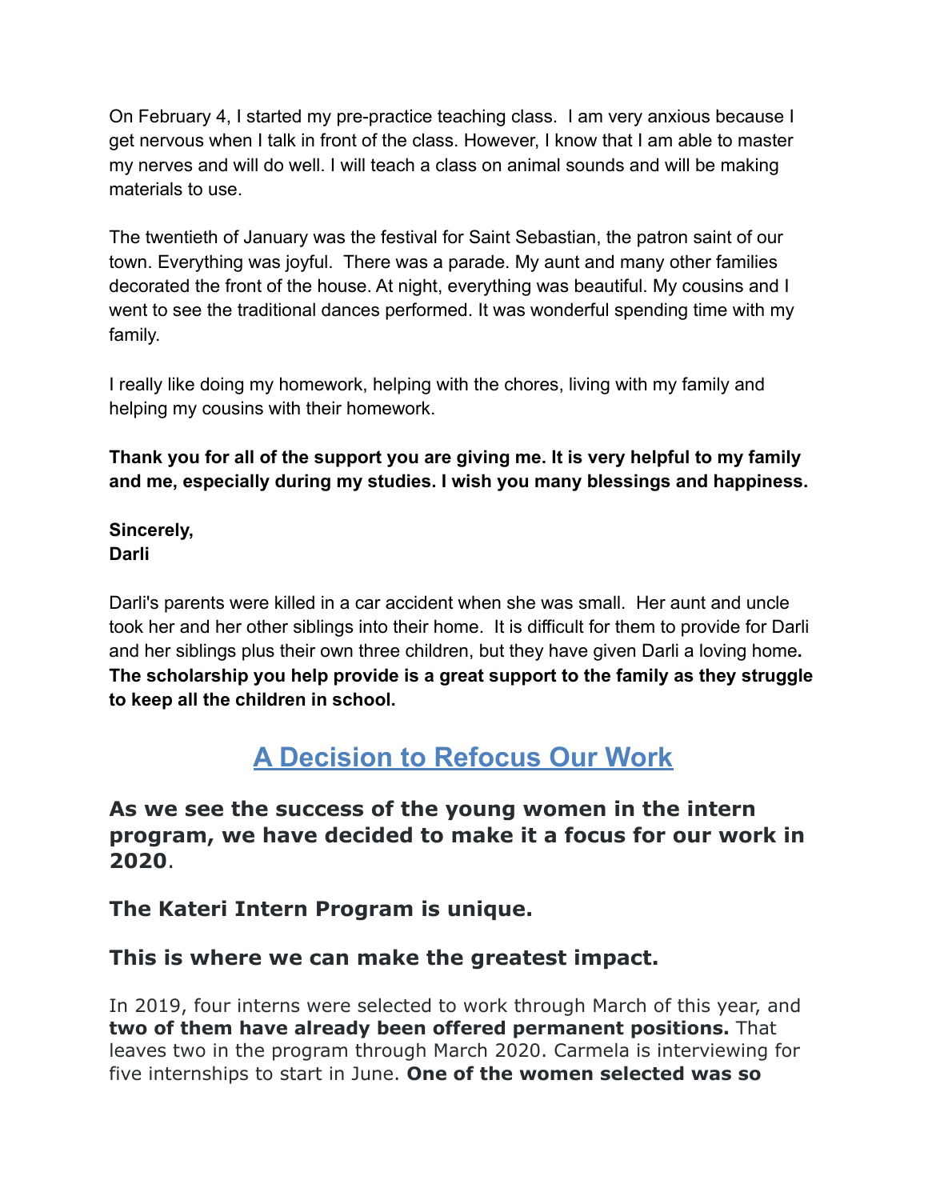On February 4, I started my pre-practice teaching class. I am very anxious because I get nervous when I talk in front of the class. However, I know that I am able to master my nerves and will do well. I will teach a class on animal sounds and will be making materials to use.

The twentieth of January was the festival for Saint Sebastian, the patron saint of our town. Everything was joyful. There was a parade. My aunt and many other families decorated the front of the house. At night, everything was beautiful. My cousins and I went to see the traditional dances performed. It was wonderful spending time with my family.

I really like doing my homework, helping with the chores, living with my family and helping my cousins with their homework.

**Thank you for all of the support you are giving me. It is very helpful to my family and me, especially during my studies. I wish you many blessings and happiness.**

**Sincerely,**
**Darli**

Darli's parents were killed in a car accident when she was small. Her aunt and uncle took her and her other siblings into their home. It is difficult for them to provide for Darli and her siblings plus their own three children, but they have given Darli a loving home**.** **The scholarship you help provide is a great support to the family as they struggle to keep all the children in school.**

## A Decision to Refocus Our Work

### **As we see the success of the young women in the intern program, we have decided to make it a focus for our work in 2020**.

### The Kateri Intern Program is unique.

### This is where we can make the greatest impact.

In 2019, four interns were selected to work through March of this year, and **two of them have already been offered permanent positions.** That leaves two in the program through March 2020. Carmela is interviewing for five internships to start in June. **One of the women selected was so**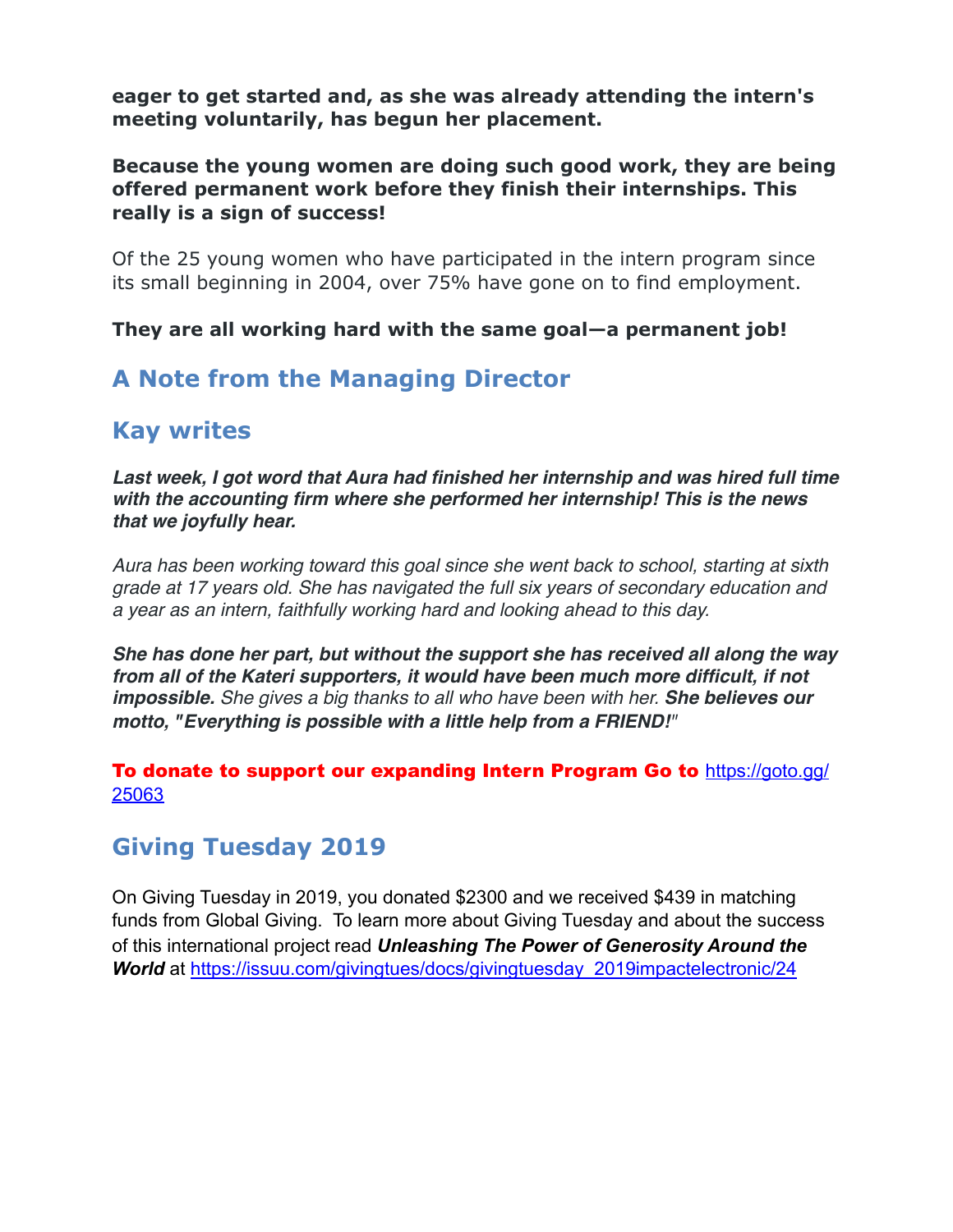**eager to get started and, as she was already attending the intern's meeting voluntarily, has begun her placement.**

**Because the young women are doing such good work, they are being offered permanent work before they finish their internships. This really is a sign of success!**

Of the 25 young women who have participated in the intern program since its small beginning in 2004, over 75% have gone on to find employment.

**They are all working hard with the same goal—a permanent job!**

## A Note from the Managing Director

## Kay writes

***Last week, I got word that Aura had finished her internship and was hired full time with the accounting firm where she performed her internship! This is the news that we joyfully hear.***

*Aura has been working toward this goal since she went back to school, starting at sixth grade at 17 years old. She has navigated the full six years of secondary education and a year as an intern, faithfully working hard and looking ahead to this day.*

***She has done her part, but without the support she has received all along the way from all of the Kateri supporters, it would have been much more difficult, if not impossible.*** *She gives a big thanks to all who have been with her.* ***She believes our motto, "Everything is possible with a little help from a FRIEND!"***

**To donate to support our expanding Intern Program Go to** https://goto.gg/25063

## Giving Tuesday 2019

On Giving Tuesday in 2019, you donated $2300 and we received $439 in matching funds from Global Giving. To learn more about Giving Tuesday and about the success of this international project read ***Unleashing The Power of Generosity Around the World*** at https://issuu.com/givingtues/docs/givingtuesday_2019impactelectronic/24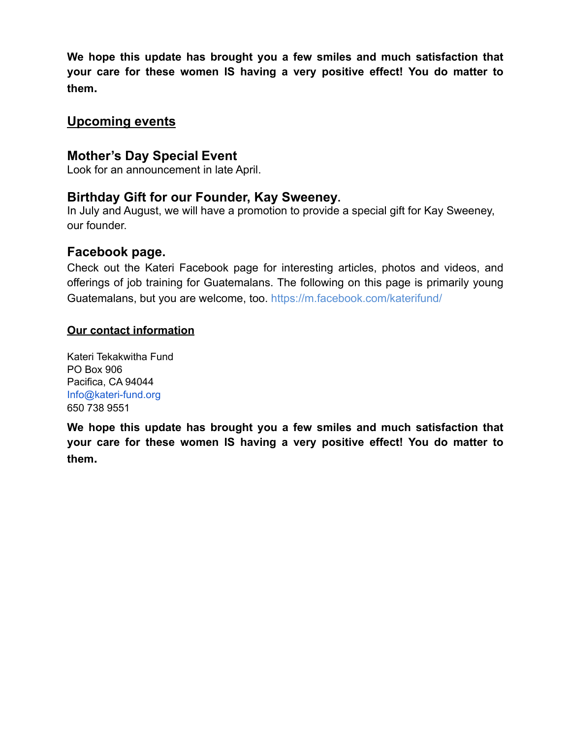**We hope this update has brought you a few smiles and much satisfaction that your care for these women IS having a very positive effect! You do matter to them.**

## Upcoming events

### Mother's Day Special Event

Look for an announcement in late April.

### Birthday Gift for our Founder, Kay Sweeney.

In July and August, we will have a promotion to provide a special gift for Kay Sweeney, our founder.

### Facebook page.

Check out the Kateri Facebook page for interesting articles, photos and videos, and offerings of job training for Guatemalans. The following on this page is primarily young Guatemalans, but you are welcome, too. https://m.facebook.com/katerifund/

#### Our contact information

Kateri Tekakwitha Fund
PO Box 906
Pacifica, CA 94044
Info@kateri-fund.org
650 738 9551

**We hope this update has brought you a few smiles and much satisfaction that your care for these women IS having a very positive effect! You do matter to them.**